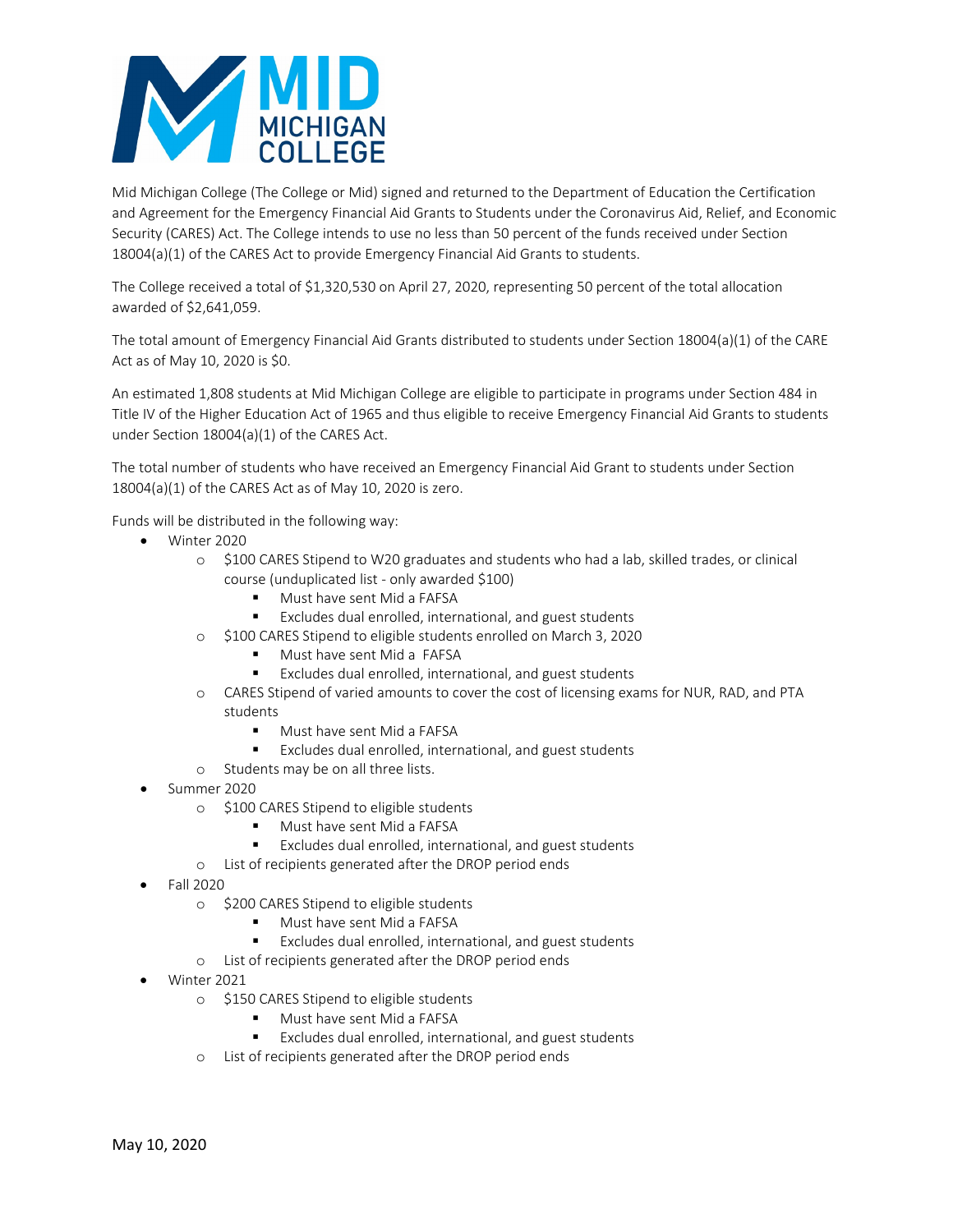Mid Michigan College (The College or Mid) signed and returned to the Department of Education the Certification and Agreement for the Emergency Financial Aid Grants to Students under the Coronavirus Aid, Relief, and Economic Security (CARES) Act. The College intends to use no less than 50 percent of the funds received under Section 18004(a)(1) of the CARES Act to provide Emergency Financial Aid Grants to students.

The College received a total of $1,320,530 on April 27, 2020, representing 50 percent of the total allocation awarded of $2,641,059.

The total amount of Emergency Financial Aid Grants distributed to students under Section 18004(a)(1) of the CARE Act as of May 10, 2020 is $0.

An estimated 1,808 students at Mid Michigan College are eligible to participate in programs under Section 484 in Title IV of the Higher Education Act of 1965 and thus eligible to receive Emergency Financial Aid Grants to students under Section 18004(a)(1) of the CARES Act.

The total number of students who have received an Emergency Financial Aid Grant to students under Section 18004(a)(1) of the CARES Act as of May 10, 2020 is zero.

Funds will be distributed in the following way:

- Winter 2020
  - $100 CARES Stipend to W20 graduates and students who had a lab, skilled trades, or clinical course (unduplicated list - only awarded $100)
    - Must have sent Mid a FAFSA
    - Excludes dual enrolled, international, and guest students
  - $100 CARES Stipend to eligible students enrolled on March 3, 2020
    - Must have sent Mid a FAFSA
    - Excludes dual enrolled, international, and guest students
  - CARES Stipend of varied amounts to cover the cost of licensing exams for NUR, RAD, and PTA students
    - Must have sent Mid a FAFSA
    - Excludes dual enrolled, international, and guest students
  - Students may be on all three lists.
- Summer 2020
  - $100 CARES Stipend to eligible students
    - Must have sent Mid a FAFSA
    - Excludes dual enrolled, international, and guest students
  - List of recipients generated after the DROP period ends
- Fall 2020
  - $200 CARES Stipend to eligible students
    - Must have sent Mid a FAFSA
    - Excludes dual enrolled, international, and guest students
  - List of recipients generated after the DROP period ends
- Winter 2021
  - $150 CARES Stipend to eligible students
    - Must have sent Mid a FAFSA
    - Excludes dual enrolled, international, and guest students
  - List of recipients generated after the DROP period ends

May 10, 2020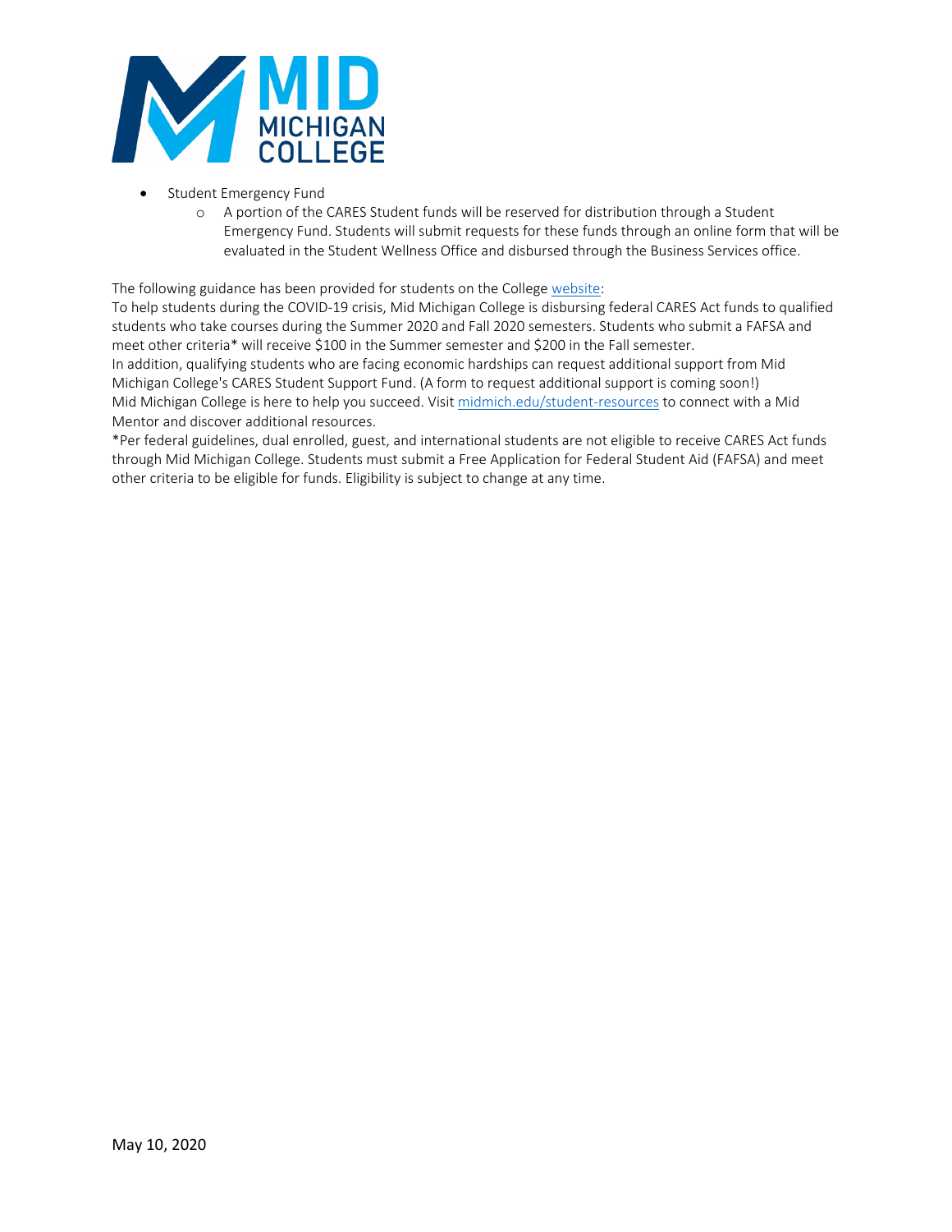- Student Emergency Fund
  - A portion of the CARES Student funds will be reserved for distribution through a Student Emergency Fund. Students will submit requests for these funds through an online form that will be evaluated in the Student Wellness Office and disbursed through the Business Services office.

The following guidance has been provided for students on the College website:

To help students during the COVID-19 crisis, Mid Michigan College is disbursing federal CARES Act funds to qualified students who take courses during the Summer 2020 and Fall 2020 semesters. Students who submit a FAFSA and meet other criteria* will receive $100 in the Summer semester and $200 in the Fall semester.

In addition, qualifying students who are facing economic hardships can request additional support from Mid Michigan College's CARES Student Support Fund. (A form to request additional support is coming soon!)

Mid Michigan College is here to help you succeed. Visit midmich.edu/student-resources to connect with a Mid Mentor and discover additional resources.

*Per federal guidelines, dual enrolled, guest, and international students are not eligible to receive CARES Act funds through Mid Michigan College. Students must submit a Free Application for Federal Student Aid (FAFSA) and meet other criteria to be eligible for funds. Eligibility is subject to change at any time.

May 10, 2020